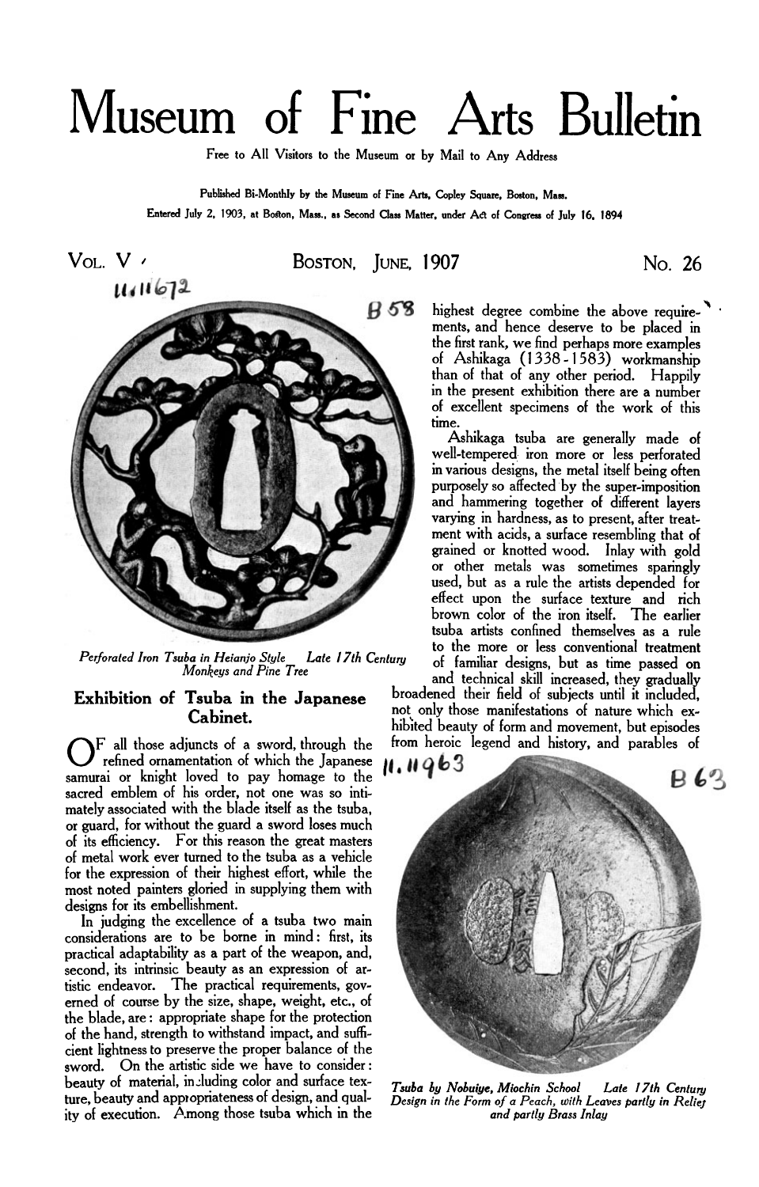# Museum of Fine Arts Bulletin

Free to All Visitors to the Museum or by Mail to Any Address

Published Bi-Monthly by the Museum of Fine Arts, Copley Square, Boston, Mass.
Entered July 2, 1903, at Boston, Mass., as Second Class Matter, under Act of Congress of July 16, 1894

VOL. V BOSTON, JUNE, 1907 No. 26

*Perforated Iron Tsuba in Heianjo Style Late 17th Century*
*Monkeys and Pine Tree*

## Exhibition of Tsuba in the Japanese Cabinet.

OF all those adjuncts of a sword, through the refined ornamentation of which the Japanese samurai or knight loved to pay homage to the sacred emblem of his order, not one was so intimately associated with the blade itself as the tsuba, or guard, for without the guard a sword loses much of its efficiency. For this reason the great masters of metal work ever turned to the tsuba as a vehicle for the expression of their highest effort, while the most noted painters gloried in supplying them with designs for its embellishment.

In judging the excellence of a tsuba two main considerations are to be borne in mind: first, its practical adaptability as a part of the weapon, and, second, its intrinsic beauty as an expression of artistic endeavor. The practical requirements, governed of course by the size, shape, weight, etc., of the blade, are: appropriate shape for the protection of the hand, strength to withstand impact, and sufficient lightness to preserve the proper balance of the sword. On the artistic side we have to consider: beauty of material, including color and surface texture, beauty and appropriateness of design, and quality of execution. Among those tsuba which in the highest degree combine the above requirements, and hence deserve to be placed in the first rank, we find perhaps more examples of Ashikaga (1338-1583) workmanship than of that of any other period. Happily in the present exhibition there are a number of excellent specimens of the work of this time.

Ashikaga tsuba are generally made of well-tempered iron more or less perforated in various designs, the metal itself being often purposely so affected by the super-imposition and hammering together of different layers varying in hardness, as to present, after treatment with acids, a surface resembling that of grained or knotted wood. Inlay with gold or other metals was sometimes sparingly used, but as a rule the artists depended for effect upon the surface texture and rich brown color of the iron itself. The earlier tsuba artists confined themselves as a rule to the more or less conventional treatment of familiar designs, but as time passed on and technical skill increased, they gradually broadened their field of subjects until it included, not only those manifestations of nature which exhibited beauty of form and movement, but episodes from heroic legend and history, and parables of

*Tsuba by Nobuiye, Miochin School Late 17th Century*
*Design in the Form of a Peach, with Leaves partly in Relief and partly Brass Inlay*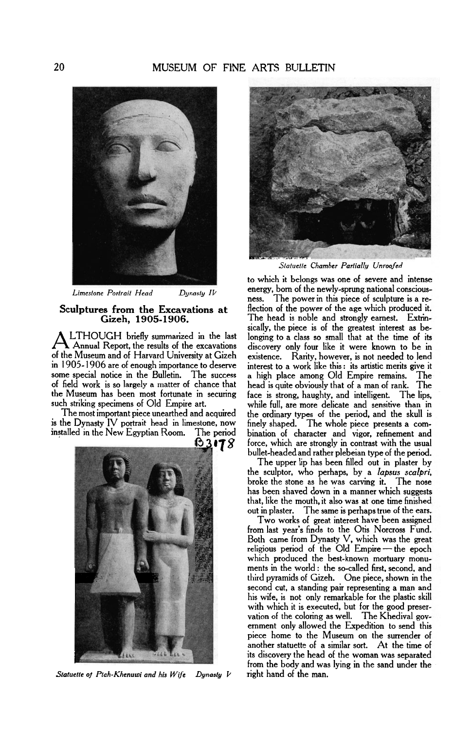Limestone Portrait Head     *Dynasty IV*

### Sculptures from the Excavations at Gizeh, 1905-1906.

ALTHOUGH briefly summarized in the last Annual Report, the results of the excavations of the Museum and of Harvard University at Gizeh in 1905-1906 are of enough importance to deserve some special notice in the Bulletin. The success of field work is so largely a matter of chance that the Museum has been most fortunate in securing such striking specimens of Old Empire art.

The most important piece unearthed and acquired is the Dynasty IV portrait head in limestone, now installed in the New Egyptian Room. The period to which it belongs was one of severe and intense energy, born of the newly-sprung national consciousness. The power in this piece of sculpture is a reflection of the power of the age which produced it. The head is noble and strongly earnest. Extrinsically, the piece is of the greatest interest as belonging to a class so small that at the time of its discovery only four like it were known to be in existence. Rarity, however, is not needed to lend interest to a work like this: its artistic merits give it a high place among Old Empire remains. The head is quite obviously that of a man of rank. The face is strong, haughty, and intelligent. The lips, while full, are more delicate and sensitive than in the ordinary types of the period, and the skull is finely shaped. The whole piece presents a combination of character and vigor, refinement and force, which are strongly in contrast with the usual bullet-headed and rather plebeian type of the period.

*Statuette of Ptah-Khenuwi and his Wife*     *Dynasty V*

*Statuette Chamber Partially Unroofed*

The upper lip has been filled out in plaster by the sculptor, who perhaps, by a *lapsus scalpri*, broke the stone as he was carving it. The nose has been shaved down in a manner which suggests that, like the mouth, it also was at one time finished out in plaster. The same is perhaps true of the ears.

Two works of great interest have been assigned from last year's finds to the Otis Norcross Fund. Both came from Dynasty V, which was the great religious period of the Old Empire — the epoch which produced the best-known mortuary monuments in the world: the so-called first, second, and third pyramids of Gizeh. One piece, shown in the second cut, a standing pair representing a man and his wife, is not only remarkable for the plastic skill with which it is executed, but for the good preservation of the coloring as well. The Khedival government only allowed the Expedition to send this piece home to the Museum on the surrender of another statuette of a similar sort. At the time of its discovery the head of the woman was separated from the body and was lying in the sand under the right hand of the man.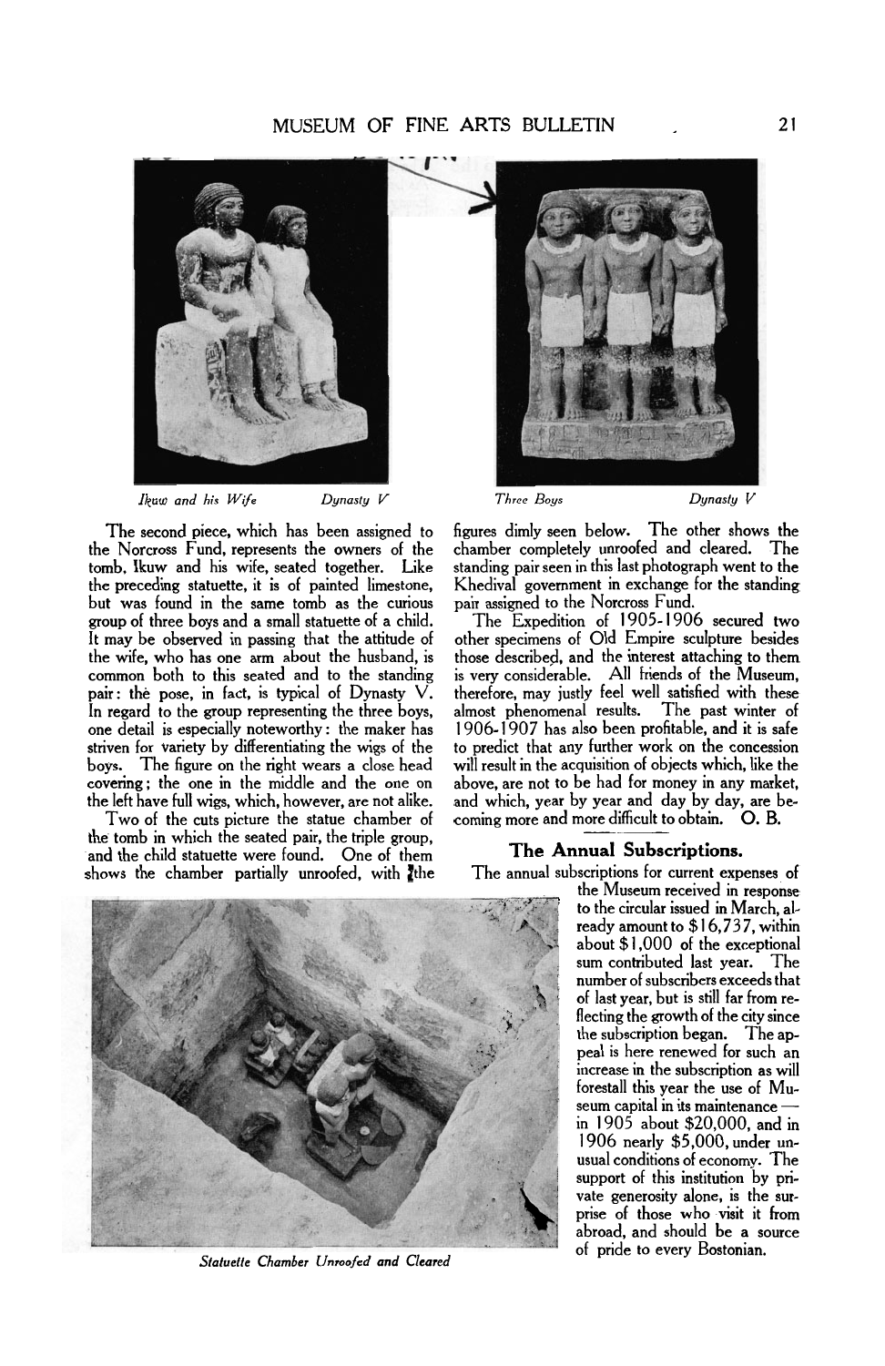*Iḳuw and his Wife* *Dynasty V*

*Three Boys* *Dynasty V*

The second piece, which has been assigned to the Norcross Fund, represents the owners of the tomb, Iḳuw and his wife, seated together. Like the preceding statuette, it is of painted limestone, but was found in the same tomb as the curious group of three boys and a small statuette of a child. It may be observed in passing that the attitude of the wife, who has one arm about the husband, is common both to this seated and to the standing pair: the pose, in fact, is typical of Dynasty V. In regard to the group representing the three boys, one detail is especially noteworthy: the maker has striven for variety by differentiating the wigs of the boys. The figure on the right wears a close head covering; the one in the middle and the one on the left have full wigs, which, however, are not alike.

Two of the cuts picture the statue chamber of the tomb in which the seated pair, the triple group, and the child statuette were found. One of them shows the chamber partially unroofed, with the figures dimly seen below. The other shows the chamber completely unroofed and cleared. The standing pair seen in this last photograph went to the Khedival government in exchange for the standing pair assigned to the Norcross Fund.

The Expedition of 1905-1906 secured two other specimens of Old Empire sculpture besides those described, and the interest attaching to them is very considerable. All friends of the Museum, therefore, may justly feel well satisfied with these almost phenomenal results. The past winter of 1906-1907 has also been profitable, and it is safe to predict that any further work on the concession will result in the acquisition of objects which, like the above, are not to be had for money in any market, and which, year by year and day by day, are becoming more and more difficult to obtain. O. B.

## The Annual Subscriptions.

The annual subscriptions for current expenses of the Museum received in response to the circular issued in March, already amount to $16,737, within about $1,000 of the exceptional sum contributed last year. The number of subscribers exceeds that of last year, but is still far from reflecting the growth of the city since the subscription began. The appeal is here renewed for such an increase in the subscription as will forestall this year the use of Museum capital in its maintenance — in 1905 about $20,000, and in 1906 nearly $5,000, under unusual conditions of economy. The support of this institution by private generosity alone, is the surprise of those who visit it from abroad, and should be a source of pride to every Bostonian.

*Statuette Chamber Unroofed and Cleared*